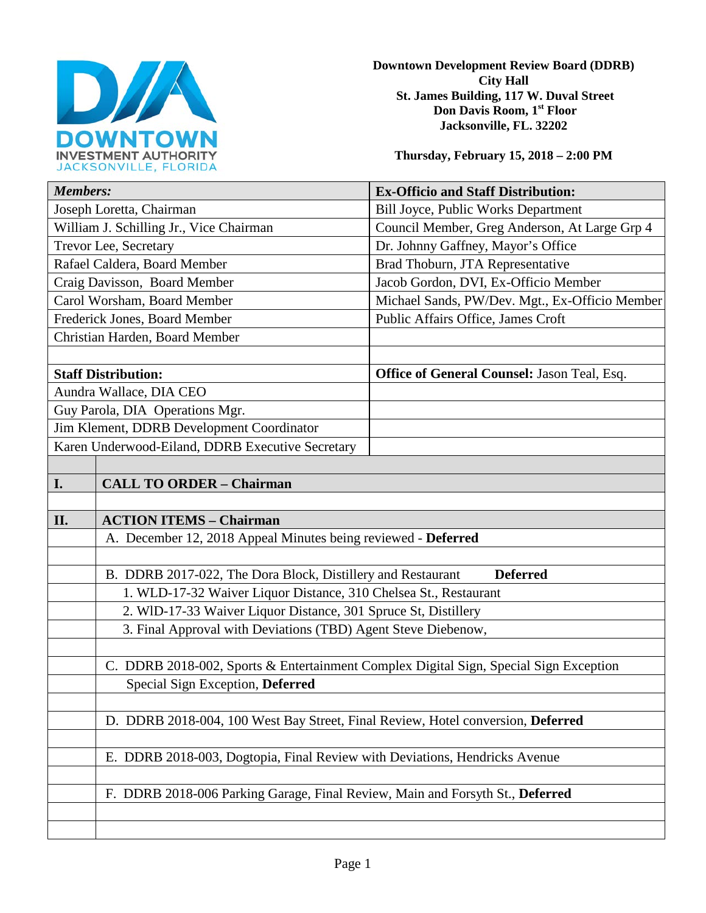DOWNTOWN INVESTMENT AUTHORITY
JACKSONVILLE, FLORIDA

**Downtown Development Review Board (DDRB)**
**City Hall**
**St. James Building, 117 W. Duval Street**
**Don Davis Room, 1st Floor**
**Jacksonville, FL. 32202**

**Thursday, February 15, 2018 – 2:00 PM**

| ***Members:*** | **Ex-Officio and Staff Distribution:** |
|---|---|
| Joseph Loretta, Chairman | Bill Joyce, Public Works Department |
| William J. Schilling Jr., Vice Chairman | Council Member, Greg Anderson, At Large Grp 4 |
| Trevor Lee, Secretary | Dr. Johnny Gaffney, Mayor's Office |
| Rafael Caldera, Board Member | Brad Thoburn, JTA Representative |
| Craig Davisson, Board Member | Jacob Gordon, DVI, Ex-Officio Member |
| Carol Worsham, Board Member | Michael Sands, PW/Dev. Mgt., Ex-Officio Member |
| Frederick Jones, Board Member | Public Affairs Office, James Croft |
| Christian Harden, Board Member | |
| | |
| **Staff Distribution:** | **Office of General Counsel:** Jason Teal, Esq. |
| Aundra Wallace, DIA CEO | |
| Guy Parola, DIA Operations Mgr. | |
| Jim Klement, DDRB Development Coordinator | |
| Karen Underwood-Eiland, DDRB Executive Secretary | |

| | |
|---|---|
| **I.** | **CALL TO ORDER – Chairman** |
| | |
| **II.** | **ACTION ITEMS – Chairman** |
| | A. December 12, 2018 Appeal Minutes being reviewed - **Deferred** |
| | |
| | B. DDRB 2017-022, The Dora Block, Distillery and Restaurant **Deferred** |
| | 1. WLD-17-32 Waiver Liquor Distance, 310 Chelsea St., Restaurant |
| | 2. WlD-17-33 Waiver Liquor Distance, 301 Spruce St, Distillery |
| | 3. Final Approval with Deviations (TBD) Agent Steve Diebenow, |
| | |
| | C. DDRB 2018-002, Sports & Entertainment Complex Digital Sign, Special Sign Exception Special Sign Exception, **Deferred** |
| | |
| | D. DDRB 2018-004, 100 West Bay Street, Final Review, Hotel conversion, **Deferred** |
| | |
| | E. DDRB 2018-003, Dogtopia, Final Review with Deviations, Hendricks Avenue |
| | |
| | F. DDRB 2018-006 Parking Garage, Final Review, Main and Forsyth St., **Deferred** |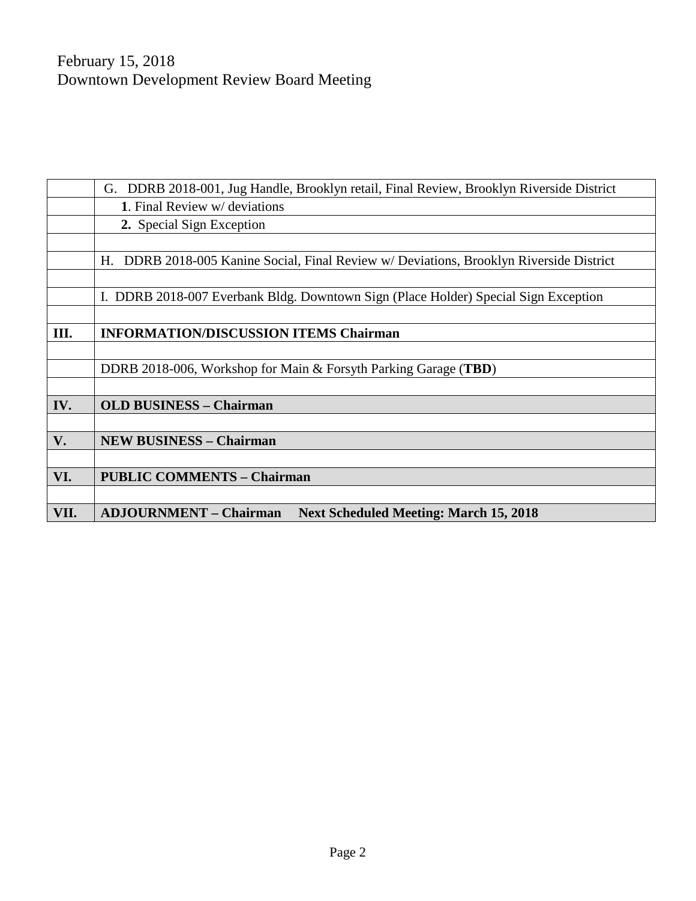February 15, 2018
Downtown Development Review Board Meeting

| | |
|---|---|
| | G. DDRB 2018-001, Jug Handle, Brooklyn retail, Final Review, Brooklyn Riverside District |
| | **1**. Final Review w/ deviations |
| | **2.** Special Sign Exception |
| | |
| | H. DDRB 2018-005 Kanine Social, Final Review w/ Deviations, Brooklyn Riverside District |
| | |
| | I. DDRB 2018-007 Everbank Bldg. Downtown Sign (Place Holder) Special Sign Exception |
| | |
| **III.** | **INFORMATION/DISCUSSION ITEMS Chairman** |
| | |
| | DDRB 2018-006, Workshop for Main & Forsyth Parking Garage (**TBD**) |
| | |
| **IV.** | **OLD BUSINESS – Chairman** |
| | |
| **V.** | **NEW BUSINESS – Chairman** |
| | |
| **VI.** | **PUBLIC COMMENTS – Chairman** |
| | |
| **VII.** | **ADJOURNMENT – Chairman Next Scheduled Meeting: March 15, 2018** |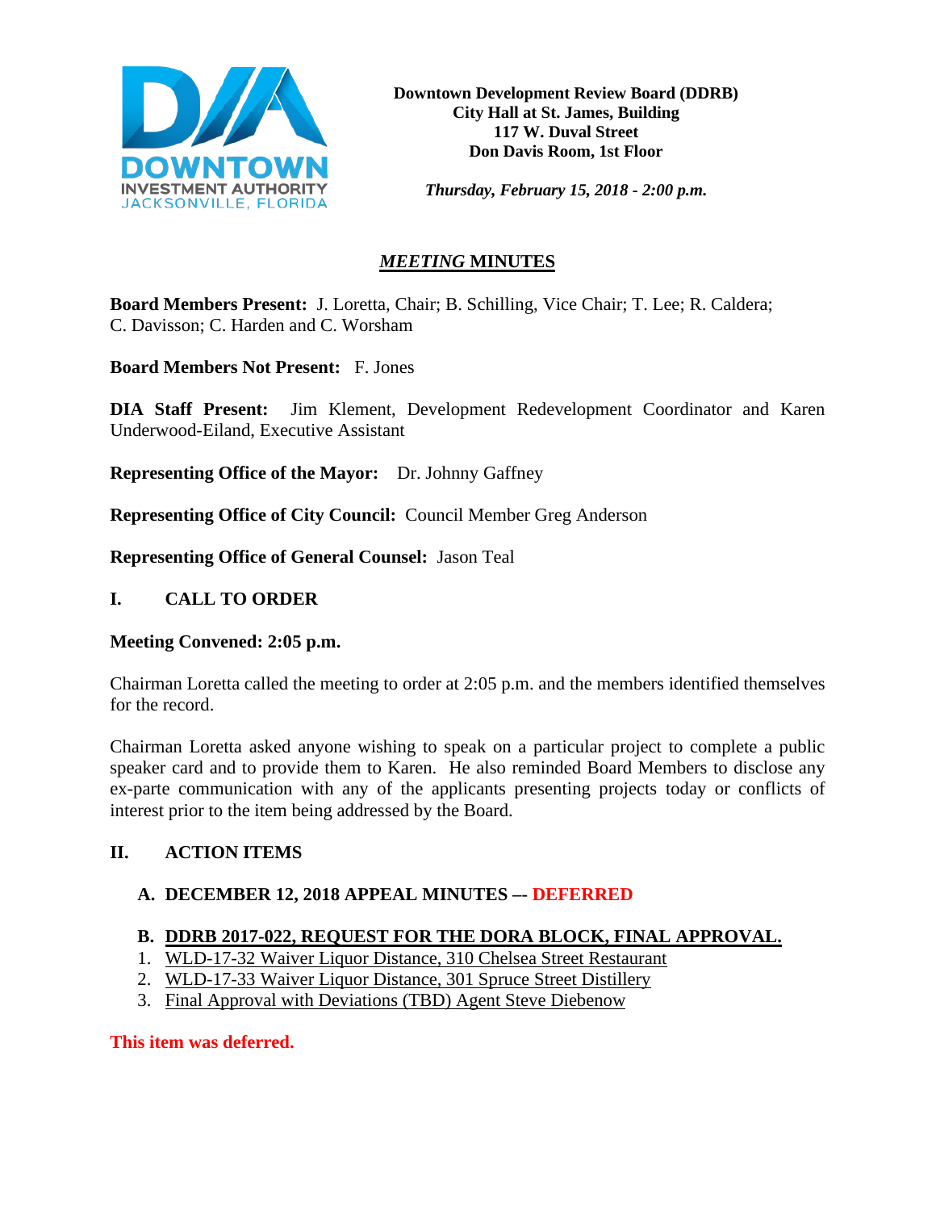**Downtown Development Review Board (DDRB)**
**City Hall at St. James, Building**
**117 W. Duval Street**
**Don Davis Room, 1st Floor**

***Thursday, February 15, 2018 - 2:00 p.m.***

# ***MEETING* MINUTES**

**Board Members Present:** J. Loretta, Chair; B. Schilling, Vice Chair; T. Lee; R. Caldera; C. Davisson; C. Harden and C. Worsham

**Board Members Not Present:** F. Jones

**DIA Staff Present:** Jim Klement, Development Redevelopment Coordinator and Karen Underwood-Eiland, Executive Assistant

**Representing Office of the Mayor:** Dr. Johnny Gaffney

**Representing Office of City Council:** Council Member Greg Anderson

**Representing Office of General Counsel:** Jason Teal

## I. CALL TO ORDER

**Meeting Convened: 2:05 p.m.**

Chairman Loretta called the meeting to order at 2:05 p.m. and the members identified themselves for the record.

Chairman Loretta asked anyone wishing to speak on a particular project to complete a public speaker card and to provide them to Karen. He also reminded Board Members to disclose any ex-parte communication with any of the applicants presenting projects today or conflicts of interest prior to the item being addressed by the Board.

## II. ACTION ITEMS

### A. DECEMBER 12, 2018 APPEAL MINUTES –- DEFERRED

### B. DDRB 2017-022, REQUEST FOR THE DORA BLOCK, FINAL APPROVAL.

1. WLD-17-32 Waiver Liquor Distance, 310 Chelsea Street Restaurant
2. WLD-17-33 Waiver Liquor Distance, 301 Spruce Street Distillery
3. Final Approval with Deviations (TBD) Agent Steve Diebenow

**This item was deferred.**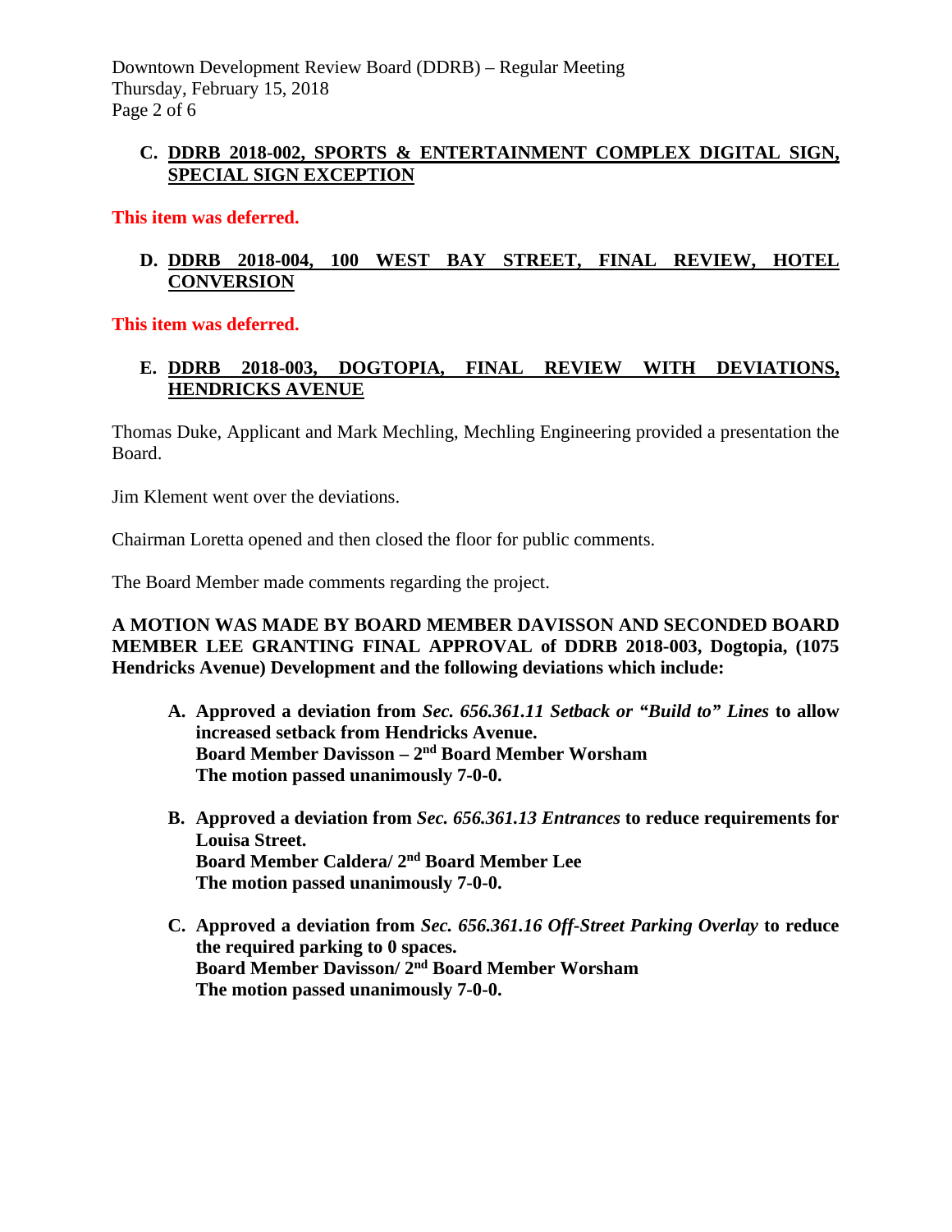### C. DDRB 2018-002, SPORTS & ENTERTAINMENT COMPLEX DIGITAL SIGN, SPECIAL SIGN EXCEPTION

**This item was deferred.**

### D. DDRB 2018-004, 100 WEST BAY STREET, FINAL REVIEW, HOTEL CONVERSION

**This item was deferred.**

### E. DDRB 2018-003, DOGTOPIA, FINAL REVIEW WITH DEVIATIONS, HENDRICKS AVENUE

Thomas Duke, Applicant and Mark Mechling, Mechling Engineering provided a presentation the Board.

Jim Klement went over the deviations.

Chairman Loretta opened and then closed the floor for public comments.

The Board Member made comments regarding the project.

**A MOTION WAS MADE BY BOARD MEMBER DAVISSON AND SECONDED BOARD MEMBER LEE GRANTING FINAL APPROVAL of DDRB 2018-003, Dogtopia, (1075 Hendricks Avenue) Development and the following deviations which include:**

**A. Approved a deviation from *Sec. 656.361.11 Setback or "Build to" Lines* to allow increased setback from Hendricks Avenue.**
**Board Member Davisson – 2nd Board Member Worsham**
**The motion passed unanimously 7-0-0.**

**B. Approved a deviation from *Sec. 656.361.13 Entrances* to reduce requirements for Louisa Street.**
**Board Member Caldera/ 2nd Board Member Lee**
**The motion passed unanimously 7-0-0.**

**C. Approved a deviation from *Sec. 656.361.16 Off-Street Parking Overlay* to reduce the required parking to 0 spaces.**
**Board Member Davisson/ 2nd Board Member Worsham**
**The motion passed unanimously 7-0-0.**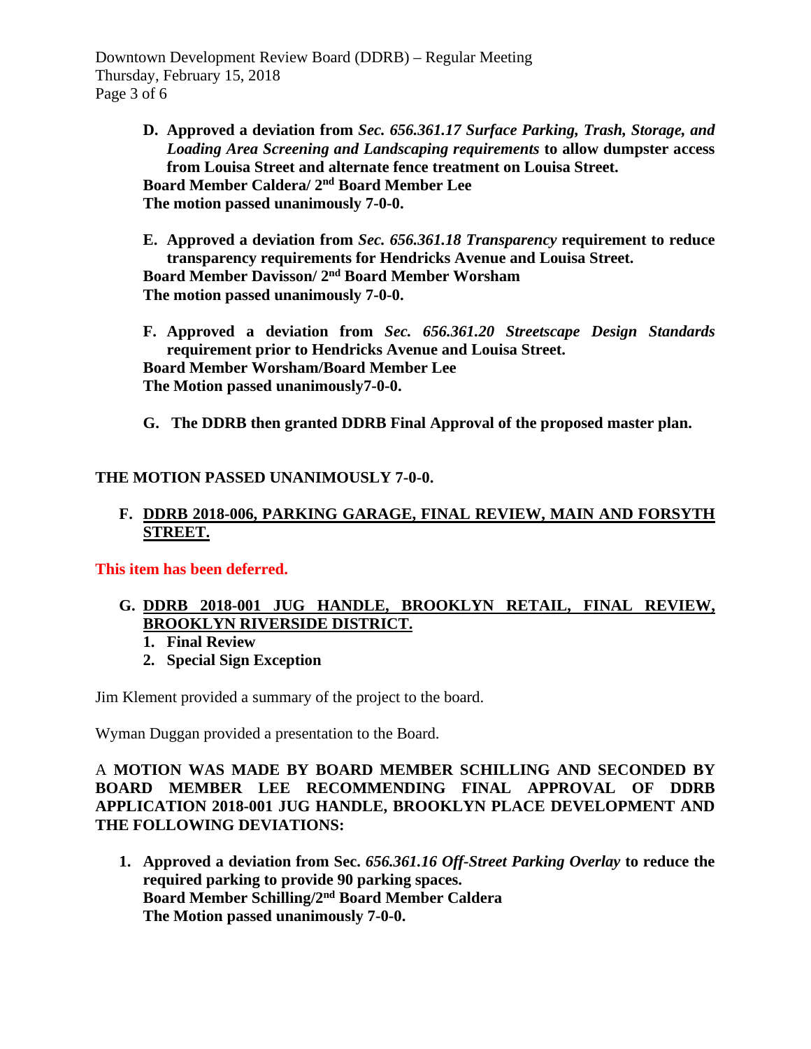**D. Approved a deviation from *Sec. 656.361.17 Surface Parking, Trash, Storage, and Loading Area Screening and Landscaping requirements* to allow dumpster access from Louisa Street and alternate fence treatment on Louisa Street.**
**Board Member Caldera/ 2nd Board Member Lee**
**The motion passed unanimously 7-0-0.**

**E. Approved a deviation from *Sec. 656.361.18 Transparency* requirement to reduce transparency requirements for Hendricks Avenue and Louisa Street.**
**Board Member Davisson/ 2nd Board Member Worsham**
**The motion passed unanimously 7-0-0.**

**F. Approved a deviation from *Sec. 656.361.20 Streetscape Design Standards* requirement prior to Hendricks Avenue and Louisa Street.**
**Board Member Worsham/Board Member Lee**
**The Motion passed unanimously7-0-0.**

**G. The DDRB then granted DDRB Final Approval of the proposed master plan.**

**THE MOTION PASSED UNANIMOUSLY 7-0-0.**

**F. DDRB 2018-006, PARKING GARAGE, FINAL REVIEW, MAIN AND FORSYTH STREET.**

**This item has been deferred.**

**G. DDRB 2018-001 JUG HANDLE, BROOKLYN RETAIL, FINAL REVIEW, BROOKLYN RIVERSIDE DISTRICT.**

1. **Final Review**
2. **Special Sign Exception**

Jim Klement provided a summary of the project to the board.

Wyman Duggan provided a presentation to the Board.

A **MOTION WAS MADE BY BOARD MEMBER SCHILLING AND SECONDED BY BOARD MEMBER LEE RECOMMENDING FINAL APPROVAL OF DDRB APPLICATION 2018-001 JUG HANDLE, BROOKLYN PLACE DEVELOPMENT AND THE FOLLOWING DEVIATIONS:**

1. **Approved a deviation from Sec. *656.361.16 Off-Street Parking Overlay* to reduce the required parking to provide 90 parking spaces.**
   **Board Member Schilling/2nd Board Member Caldera**
   **The Motion passed unanimously 7-0-0.**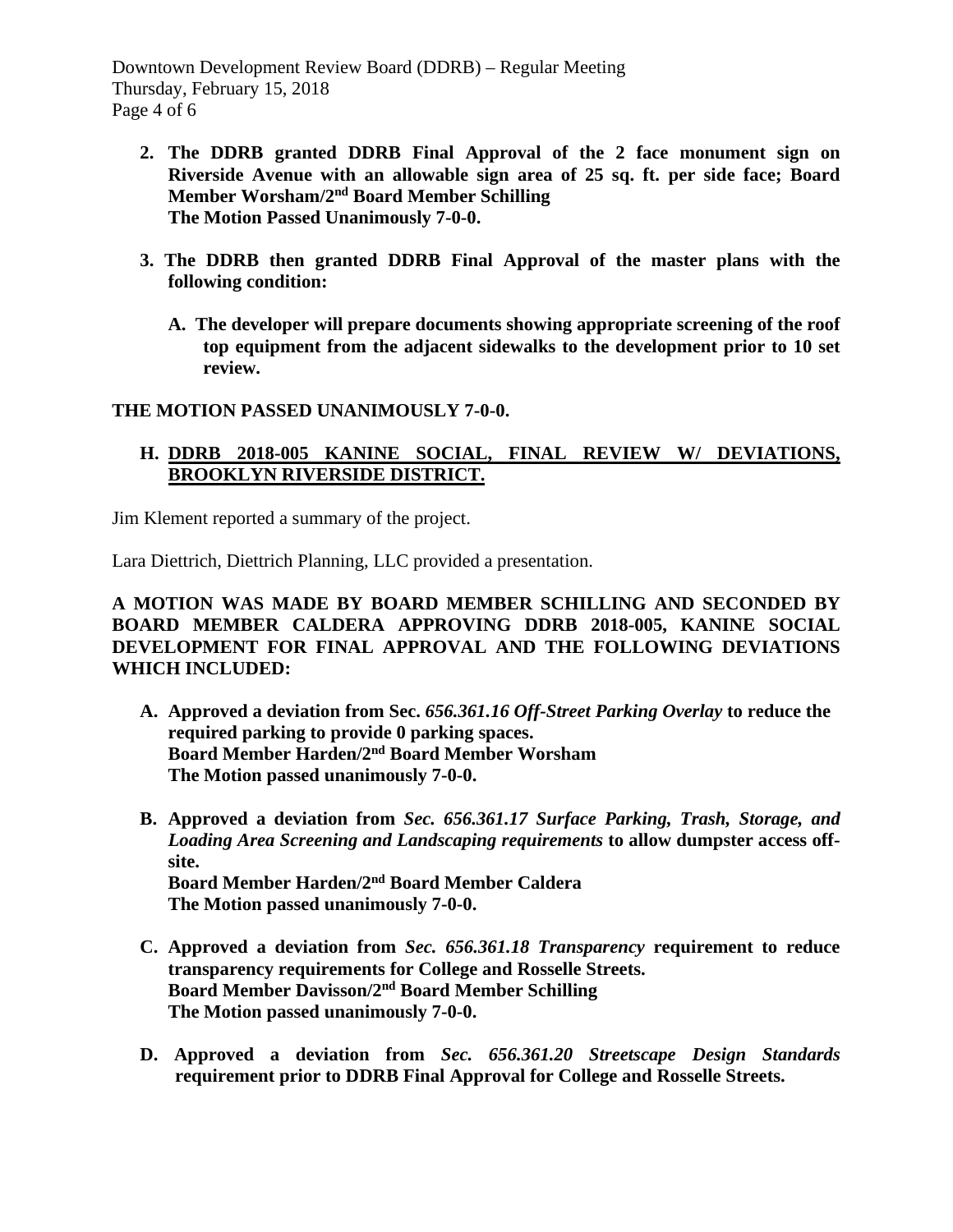2. **The DDRB granted DDRB Final Approval of the 2 face monument sign on Riverside Avenue with an allowable sign area of 25 sq. ft. per side face; Board Member Worsham/2nd Board Member Schilling**
   **The Motion Passed Unanimously 7-0-0.**

3. **The DDRB then granted DDRB Final Approval of the master plans with the following condition:**

   A. **The developer will prepare documents showing appropriate screening of the roof top equipment from the adjacent sidewalks to the development prior to 10 set review.**

**THE MOTION PASSED UNANIMOUSLY 7-0-0.**

**H. DDRB 2018-005 KANINE SOCIAL, FINAL REVIEW W/ DEVIATIONS, BROOKLYN RIVERSIDE DISTRICT.**

Jim Klement reported a summary of the project.

Lara Diettrich, Diettrich Planning, LLC provided a presentation.

**A MOTION WAS MADE BY BOARD MEMBER SCHILLING AND SECONDED BY BOARD MEMBER CALDERA APPROVING DDRB 2018-005, KANINE SOCIAL DEVELOPMENT FOR FINAL APPROVAL AND THE FOLLOWING DEVIATIONS WHICH INCLUDED:**

A. **Approved a deviation from Sec. *656.361.16 Off-Street Parking Overlay* to reduce the required parking to provide 0 parking spaces.**
   **Board Member Harden/2nd Board Member Worsham**
   **The Motion passed unanimously 7-0-0.**

B. **Approved a deviation from *Sec. 656.361.17 Surface Parking, Trash, Storage, and Loading Area Screening and Landscaping requirements* to allow dumpster access off-site.**
   **Board Member Harden/2nd Board Member Caldera**
   **The Motion passed unanimously 7-0-0.**

C. **Approved a deviation from *Sec. 656.361.18 Transparency* requirement to reduce transparency requirements for College and Rosselle Streets.**
   **Board Member Davisson/2nd Board Member Schilling**
   **The Motion passed unanimously 7-0-0.**

D. **Approved a deviation from *Sec. 656.361.20 Streetscape Design Standards* requirement prior to DDRB Final Approval for College and Rosselle Streets.**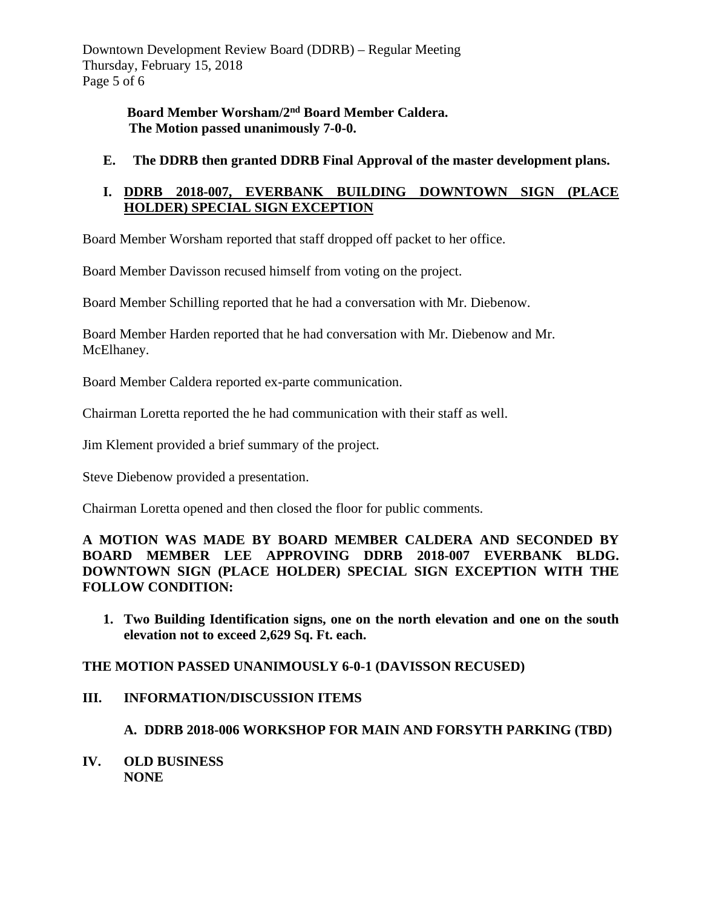**Board Member Worsham/2nd Board Member Caldera.**
**The Motion passed unanimously 7-0-0.**

**E. The DDRB then granted DDRB Final Approval of the master development plans.**

**I. <u>DDRB 2018-007, EVERBANK BUILDING DOWNTOWN SIGN (PLACE HOLDER) SPECIAL SIGN EXCEPTION</u>**

Board Member Worsham reported that staff dropped off packet to her office.

Board Member Davisson recused himself from voting on the project.

Board Member Schilling reported that he had a conversation with Mr. Diebenow.

Board Member Harden reported that he had conversation with Mr. Diebenow and Mr. McElhaney.

Board Member Caldera reported ex-parte communication.

Chairman Loretta reported the he had communication with their staff as well.

Jim Klement provided a brief summary of the project.

Steve Diebenow provided a presentation.

Chairman Loretta opened and then closed the floor for public comments.

**A MOTION WAS MADE BY BOARD MEMBER CALDERA AND SECONDED BY BOARD MEMBER LEE APPROVING DDRB 2018-007 EVERBANK BLDG. DOWNTOWN SIGN (PLACE HOLDER) SPECIAL SIGN EXCEPTION WITH THE FOLLOW CONDITION:**

1. **Two Building Identification signs, one on the north elevation and one on the south elevation not to exceed 2,629 Sq. Ft. each.**

**THE MOTION PASSED UNANIMOUSLY 6-0-1 (DAVISSON RECUSED)**

**III. INFORMATION/DISCUSSION ITEMS**

**A. DDRB 2018-006 WORKSHOP FOR MAIN AND FORSYTH PARKING (TBD)**

**IV. OLD BUSINESS**
**NONE**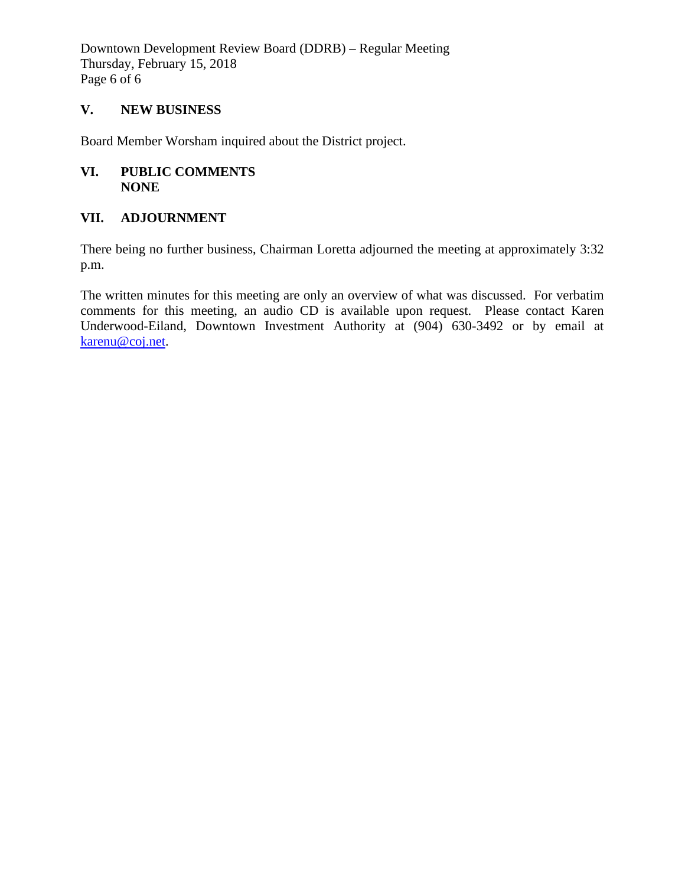## V. NEW BUSINESS

Board Member Worsham inquired about the District project.

## VI. PUBLIC COMMENTS
**NONE**

## VII. ADJOURNMENT

There being no further business, Chairman Loretta adjourned the meeting at approximately 3:32 p.m.

The written minutes for this meeting are only an overview of what was discussed. For verbatim comments for this meeting, an audio CD is available upon request. Please contact Karen Underwood-Eiland, Downtown Investment Authority at (904) 630-3492 or by email at [karenu@coj.net](mailto:karenu@coj.net).